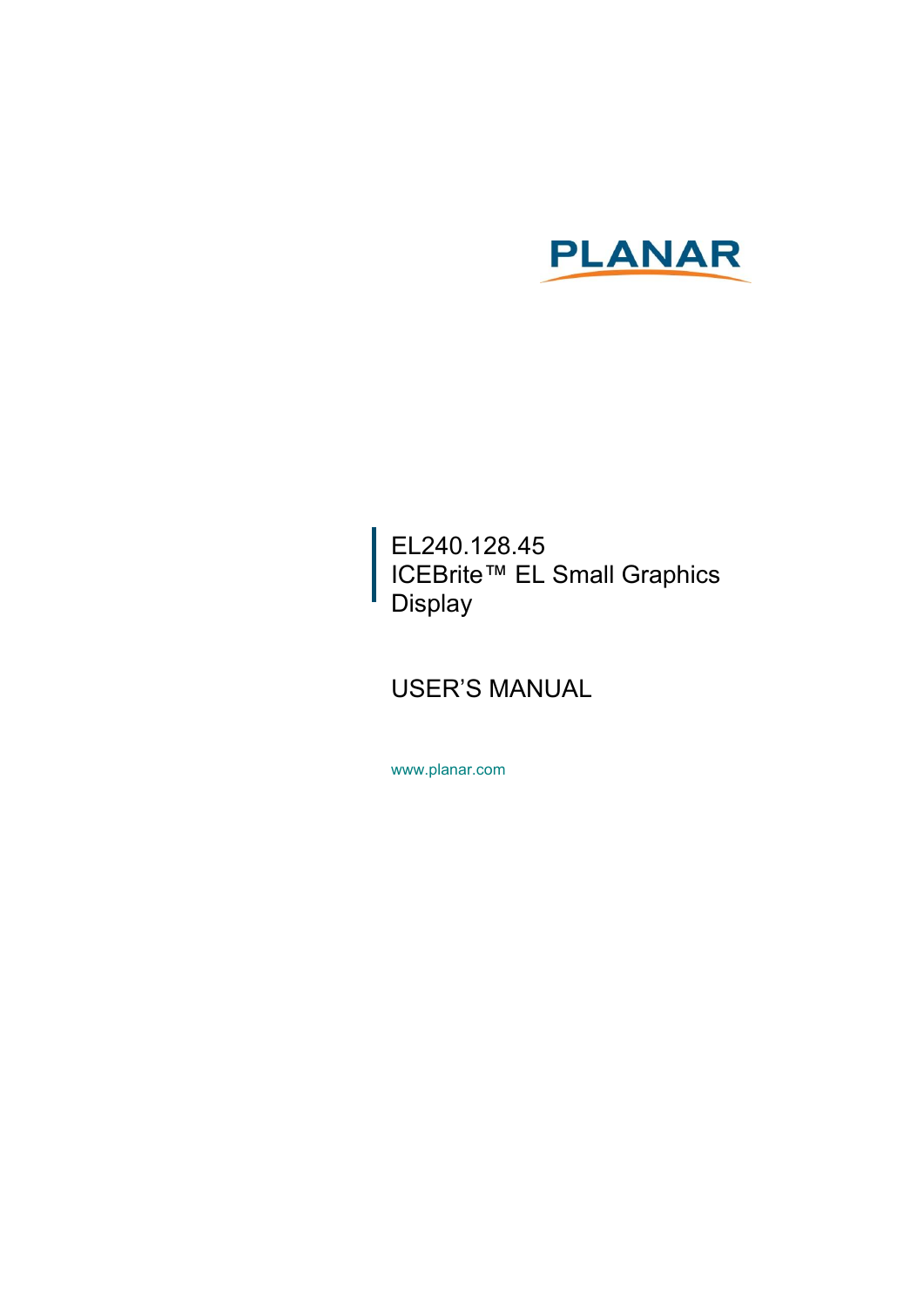PLANAR

# EL240.128.45 ICEBrite™ EL Small Graphics Display

## USER'S MANUAL

www.planar.com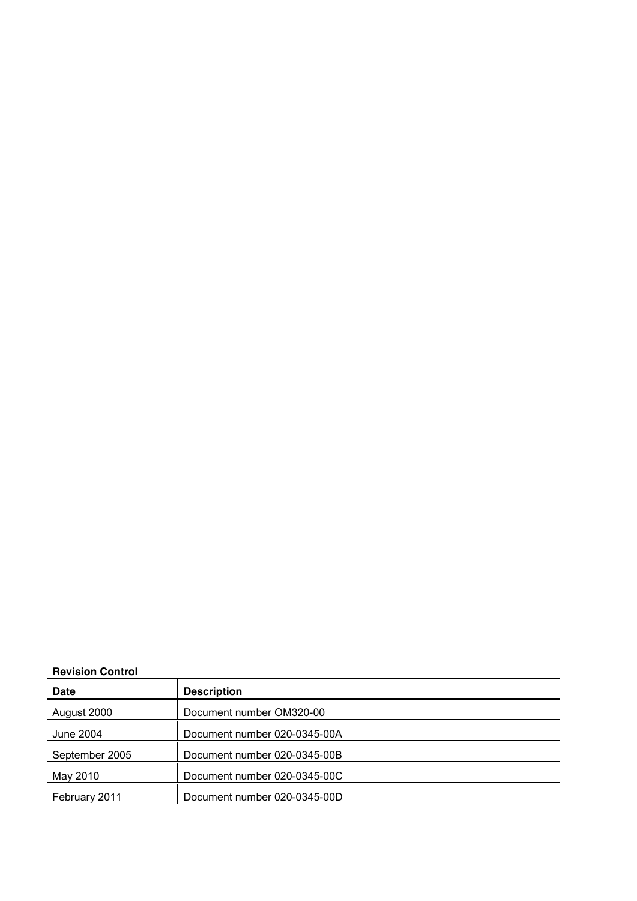**Revision Control**

| Date | Description |
| --- | --- |
| August 2000 | Document number OM320-00 |
| June 2004 | Document number 020-0345-00A |
| September 2005 | Document number 020-0345-00B |
| May 2010 | Document number 020-0345-00C |
| February 2011 | Document number 020-0345-00D |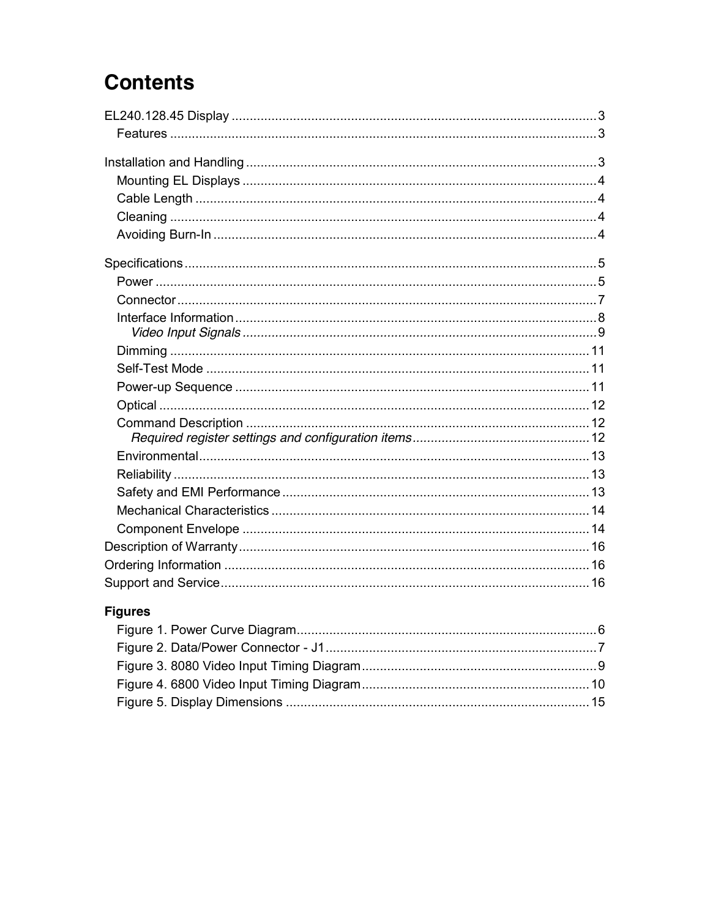# Contents

EL240.128.45 Display .......... 3
  Features .......... 3

Installation and Handling .......... 3
  Mounting EL Displays .......... 4
  Cable Length .......... 4
  Cleaning .......... 4
  Avoiding Burn-In .......... 4

Specifications .......... 5
  Power .......... 5
  Connector .......... 7
  Interface Information .......... 8
    *Video Input Signals* .......... 9
  Dimming .......... 11
  Self-Test Mode .......... 11
  Power-up Sequence .......... 11
  Optical .......... 12
  Command Description .......... 12
    *Required register settings and configuration items* .......... 12
  Environmental .......... 13
  Reliability .......... 13
  Safety and EMI Performance .......... 13
  Mechanical Characteristics .......... 14
  Component Envelope .......... 14
Description of Warranty .......... 16
Ordering Information .......... 16
Support and Service .......... 16

### Figures

  Figure 1. Power Curve Diagram .......... 6
  Figure 2. Data/Power Connector - J1 .......... 7
  Figure 3. 8080 Video Input Timing Diagram .......... 9
  Figure 4. 6800 Video Input Timing Diagram .......... 10
  Figure 5. Display Dimensions .......... 15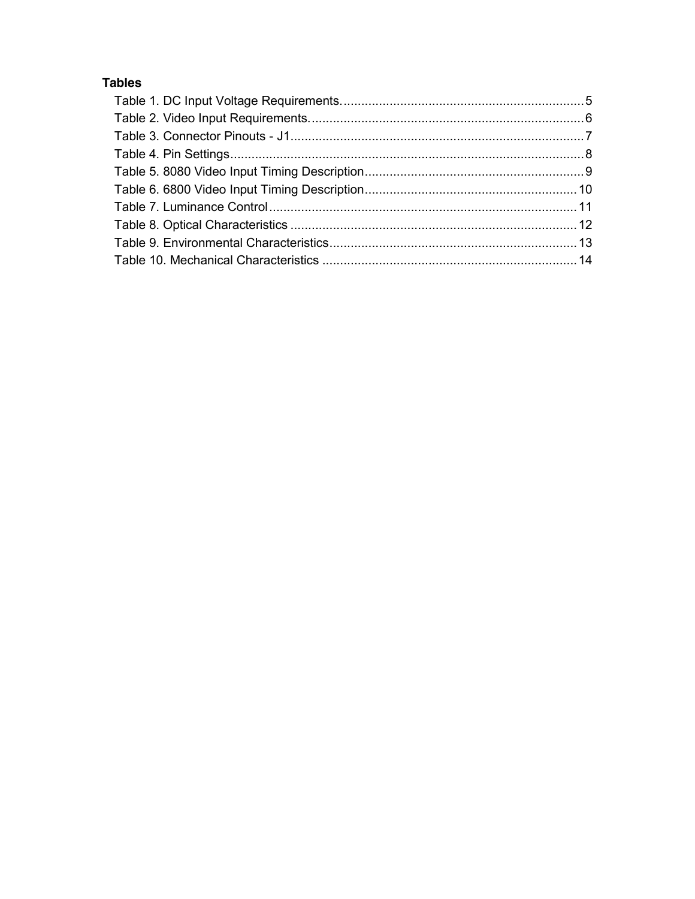**Tables**

Table 1. DC Input Voltage Requirements. .................................................................... 5
Table 2. Video Input Requirements. ............................................................................ 6
Table 3. Connector Pinouts - J1 .................................................................................. 7
Table 4. Pin Settings ................................................................................................... 8
Table 5. 8080 Video Input Timing Description ............................................................. 9
Table 6. 6800 Video Input Timing Description ........................................................... 10
Table 7. Luminance Control ...................................................................................... 11
Table 8. Optical Characteristics ................................................................................ 12
Table 9. Environmental Characteristics ..................................................................... 13
Table 10. Mechanical Characteristics ....................................................................... 14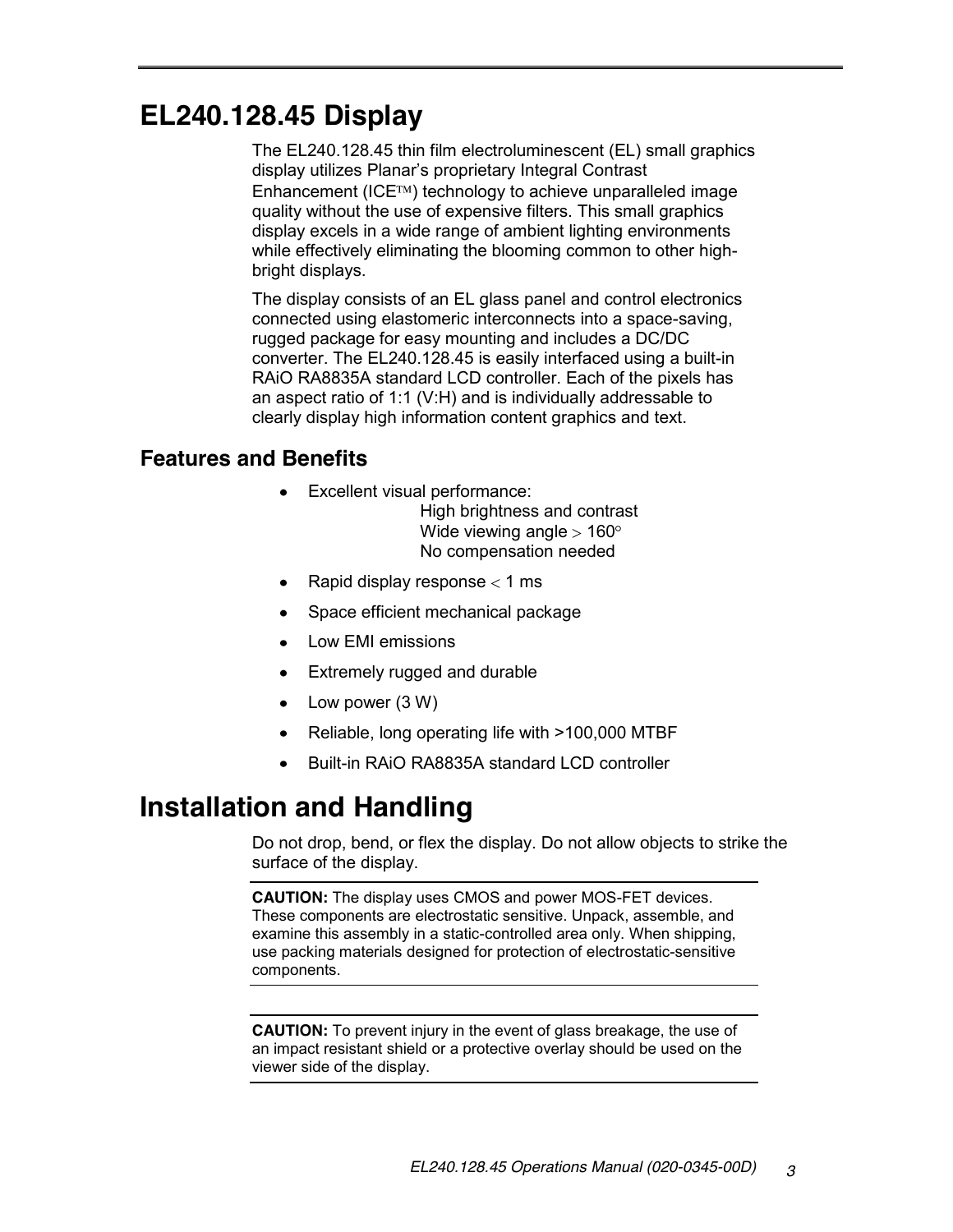# EL240.128.45 Display

The EL240.128.45 thin film electroluminescent (EL) small graphics display utilizes Planar's proprietary Integral Contrast Enhancement (ICE™) technology to achieve unparalleled image quality without the use of expensive filters. This small graphics display excels in a wide range of ambient lighting environments while effectively eliminating the blooming common to other high-bright displays.

The display consists of an EL glass panel and control electronics connected using elastomeric interconnects into a space-saving, rugged package for easy mounting and includes a DC/DC converter. The EL240.128.45 is easily interfaced using a built-in RAiO RA8835A standard LCD controller. Each of the pixels has an aspect ratio of 1:1 (V:H) and is individually addressable to clearly display high information content graphics and text.

## Features and Benefits

- Excellent visual performance:
  - High brightness and contrast
  - Wide viewing angle > 160°
  - No compensation needed
- Rapid display response < 1 ms
- Space efficient mechanical package
- Low EMI emissions
- Extremely rugged and durable
- Low power (3 W)
- Reliable, long operating life with >100,000 MTBF
- Built-in RAiO RA8835A standard LCD controller

# Installation and Handling

Do not drop, bend, or flex the display. Do not allow objects to strike the surface of the display.

**CAUTION:** The display uses CMOS and power MOS-FET devices. These components are electrostatic sensitive. Unpack, assemble, and examine this assembly in a static-controlled area only. When shipping, use packing materials designed for protection of electrostatic-sensitive components.

**CAUTION:** To prevent injury in the event of glass breakage, the use of an impact resistant shield or a protective overlay should be used on the viewer side of the display.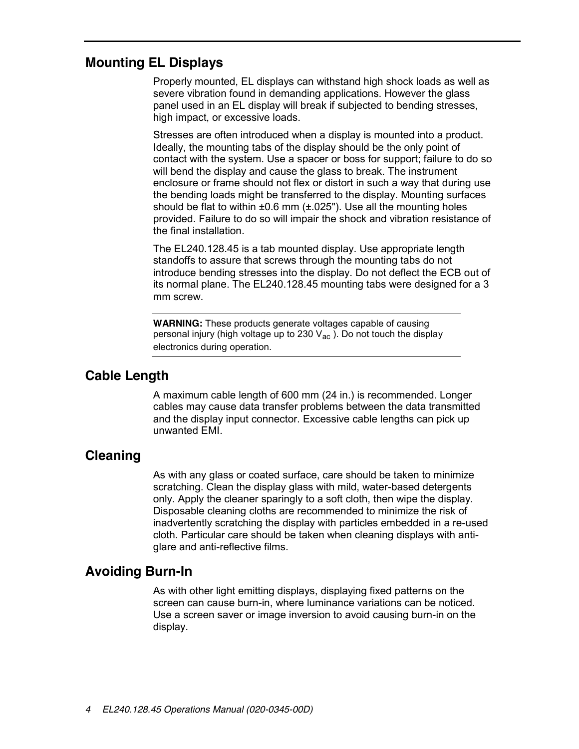## Mounting EL Displays

Properly mounted, EL displays can withstand high shock loads as well as severe vibration found in demanding applications. However the glass panel used in an EL display will break if subjected to bending stresses, high impact, or excessive loads.

Stresses are often introduced when a display is mounted into a product. Ideally, the mounting tabs of the display should be the only point of contact with the system. Use a spacer or boss for support; failure to do so will bend the display and cause the glass to break. The instrument enclosure or frame should not flex or distort in such a way that during use the bending loads might be transferred to the display. Mounting surfaces should be flat to within ±0.6 mm (±.025"). Use all the mounting holes provided. Failure to do so will impair the shock and vibration resistance of the final installation.

The EL240.128.45 is a tab mounted display. Use appropriate length standoffs to assure that screws through the mounting tabs do not introduce bending stresses into the display. Do not deflect the ECB out of its normal plane. The EL240.128.45 mounting tabs were designed for a 3 mm screw.

---

**WARNING:** These products generate voltages capable of causing personal injury (high voltage up to 230 $V_{ac}$ ). Do not touch the display electronics during operation.

---

## Cable Length

A maximum cable length of 600 mm (24 in.) is recommended. Longer cables may cause data transfer problems between the data transmitted and the display input connector. Excessive cable lengths can pick up unwanted EMI.

## Cleaning

As with any glass or coated surface, care should be taken to minimize scratching. Clean the display glass with mild, water-based detergents only. Apply the cleaner sparingly to a soft cloth, then wipe the display. Disposable cleaning cloths are recommended to minimize the risk of inadvertently scratching the display with particles embedded in a re-used cloth. Particular care should be taken when cleaning displays with anti-glare and anti-reflective films.

## Avoiding Burn-In

As with other light emitting displays, displaying fixed patterns on the screen can cause burn-in, where luminance variations can be noticed. Use a screen saver or image inversion to avoid causing burn-in on the display.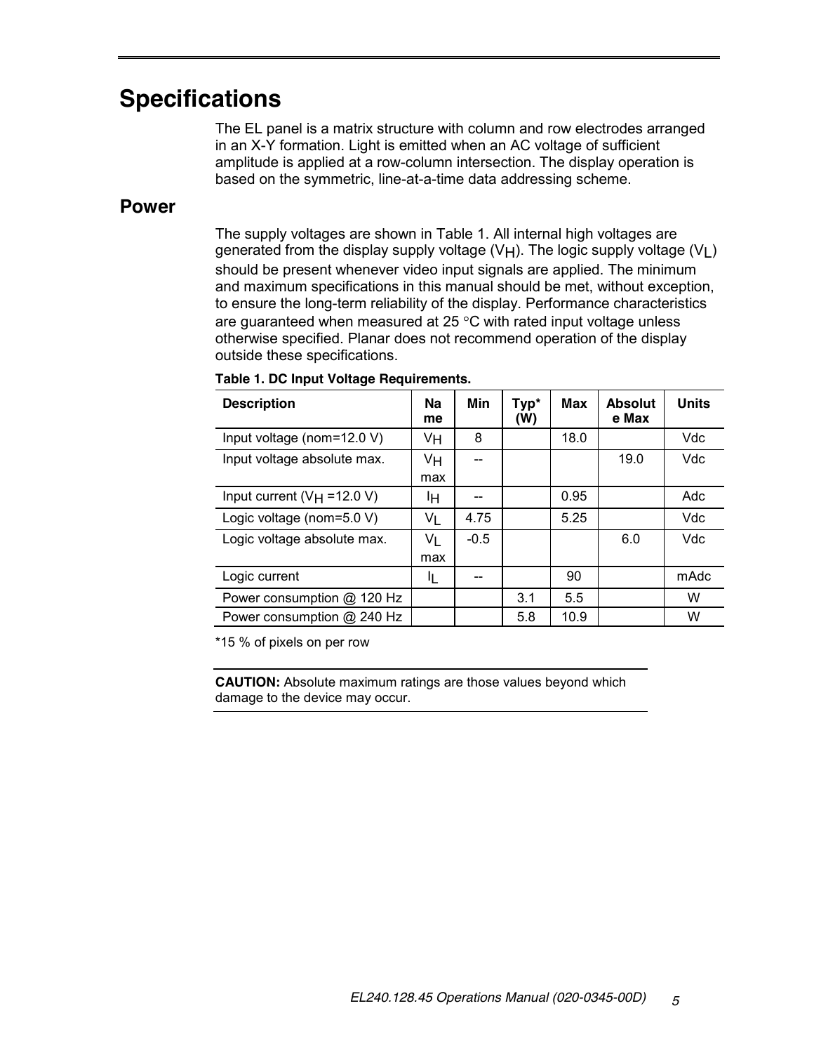# Specifications

The EL panel is a matrix structure with column and row electrodes arranged in an X-Y formation. Light is emitted when an AC voltage of sufficient amplitude is applied at a row-column intersection. The display operation is based on the symmetric, line-at-a-time data addressing scheme.

## Power

The supply voltages are shown in Table 1. All internal high voltages are generated from the display supply voltage ($V_H$). The logic supply voltage ($V_L$) should be present whenever video input signals are applied. The minimum and maximum specifications in this manual should be met, without exception, to ensure the long-term reliability of the display. Performance characteristics are guaranteed when measured at 25 °C with rated input voltage unless otherwise specified. Planar does not recommend operation of the display outside these specifications.

**Table 1. DC Input Voltage Requirements.**

| Description | Name | Min | Typ* (W) | Max | Absolute Max | Units |
|---|---|---|---|---|---|---|
| Input voltage (nom=12.0 V) | $V_H$ | 8 | | 18.0 | | Vdc |
| Input voltage absolute max. | $V_H$ max | -- | | | 19.0 | Vdc |
| Input current ($V_H$ =12.0 V) | $I_H$ | -- | | 0.95 | | Adc |
| Logic voltage (nom=5.0 V) | $V_L$ | 4.75 | | 5.25 | | Vdc |
| Logic voltage absolute max. | $V_L$ max | -0.5 | | | 6.0 | Vdc |
| Logic current | $I_L$ | -- | | 90 | | mAdc |
| Power consumption @ 120 Hz | | | 3.1 | 5.5 | | W |
| Power consumption @ 240 Hz | | | 5.8 | 10.9 | | W |

*15 % of pixels on per row

**CAUTION:** Absolute maximum ratings are those values beyond which damage to the device may occur.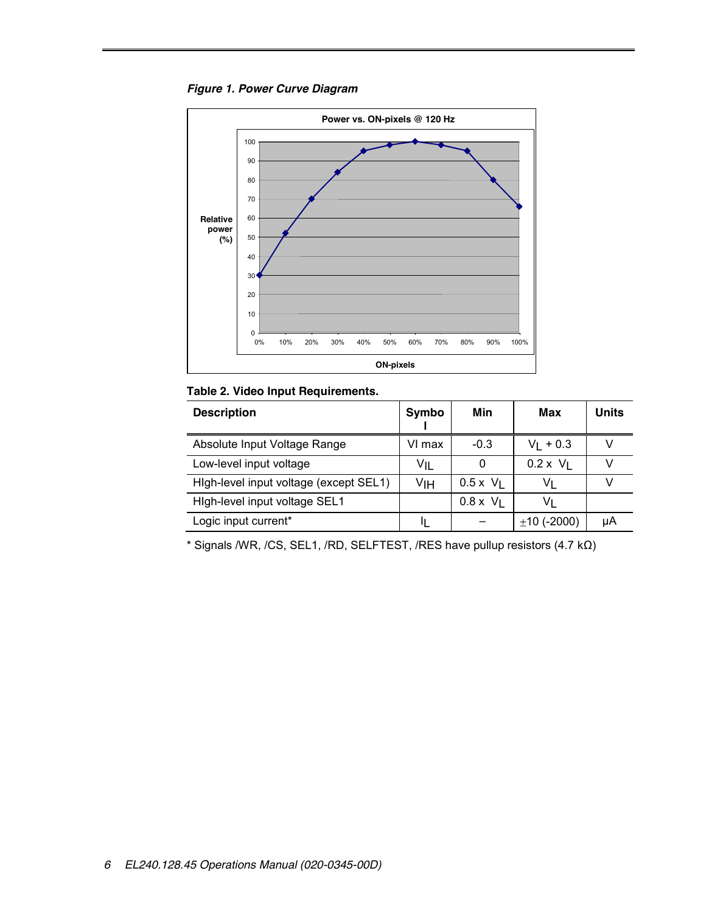*Figure 1. Power Curve Diagram*

**Power vs. ON-pixels @ 120 Hz**

| ON-pixels | 0% | 10% | 20% | 30% | 40% | 50% | 60% | 70% | 80% | 90% | 100% |
|---|---|---|---|---|---|---|---|---|---|---|---|
| Relative power (%) | 30 | 52 | 70 | 84 | 95 | 98 | 100 | 98 | 95 | 80 | 66 |

**Table 2. Video Input Requirements.**

| Description | Symbol | Min | Max | Units |
|---|---|---|---|---|
| Absolute Input Voltage Range | VI max | -0.3 | $V_L$ + 0.3 | V |
| Low-level input voltage | $V_{IL}$ | 0 | 0.2 x $V_L$ | V |
| HIgh-level input voltage (except SEL1) | $V_{IH}$ | 0.5 x $V_L$ | $V_L$ | V |
| HIgh-level input voltage SEL1 | | 0.8 x $V_L$ | $V_L$ | |
| Logic input current* | $I_L$ | – | ±10 (-2000) | μA |

* Signals /WR, /CS, SEL1, /RD, SELFTEST, /RES have pullup resistors (4.7 kΩ)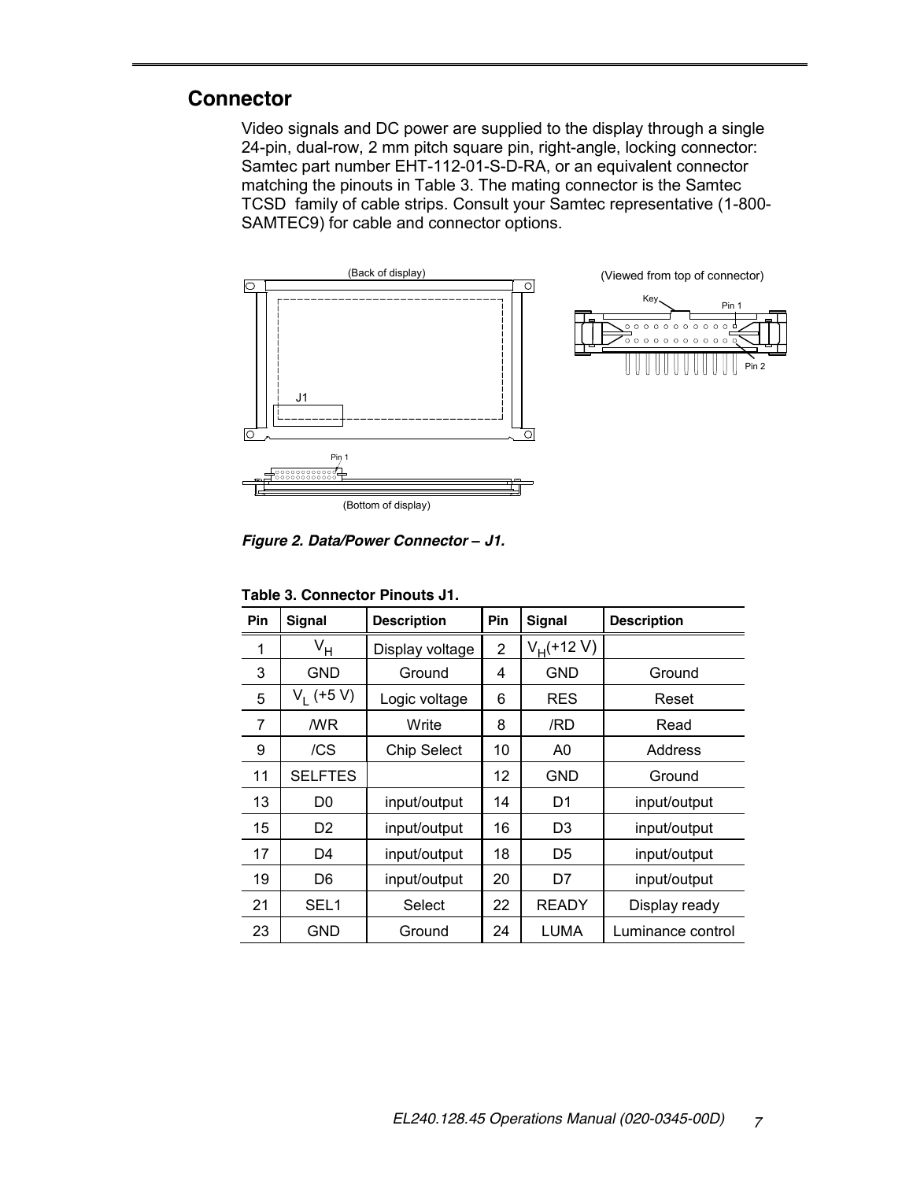## Connector

Video signals and DC power are supplied to the display through a single 24-pin, dual-row, 2 mm pitch square pin, right-angle, locking connector: Samtec part number EHT-112-01-S-D-RA, or an equivalent connector matching the pinouts in Table 3. The mating connector is the Samtec TCSD family of cable strips. Consult your Samtec representative (1-800-SAMTEC9) for cable and connector options.

*Figure 2. Data/Power Connector – J1.*

**Table 3. Connector Pinouts J1.**

| Pin | Signal | Description | Pin | Signal | Description |
|---|---|---|---|---|---|
| 1 | $V_H$ | Display voltage | 2 | $V_H$(+12 V) | |
| 3 | GND | Ground | 4 | GND | Ground |
| 5 | $V_L$ (+5 V) | Logic voltage | 6 | RES | Reset |
| 7 | /WR | Write | 8 | /RD | Read |
| 9 | /CS | Chip Select | 10 | A0 | Address |
| 11 | SELFTES | | 12 | GND | Ground |
| 13 | D0 | input/output | 14 | D1 | input/output |
| 15 | D2 | input/output | 16 | D3 | input/output |
| 17 | D4 | input/output | 18 | D5 | input/output |
| 19 | D6 | input/output | 20 | D7 | input/output |
| 21 | SEL1 | Select | 22 | READY | Display ready |
| 23 | GND | Ground | 24 | LUMA | Luminance control |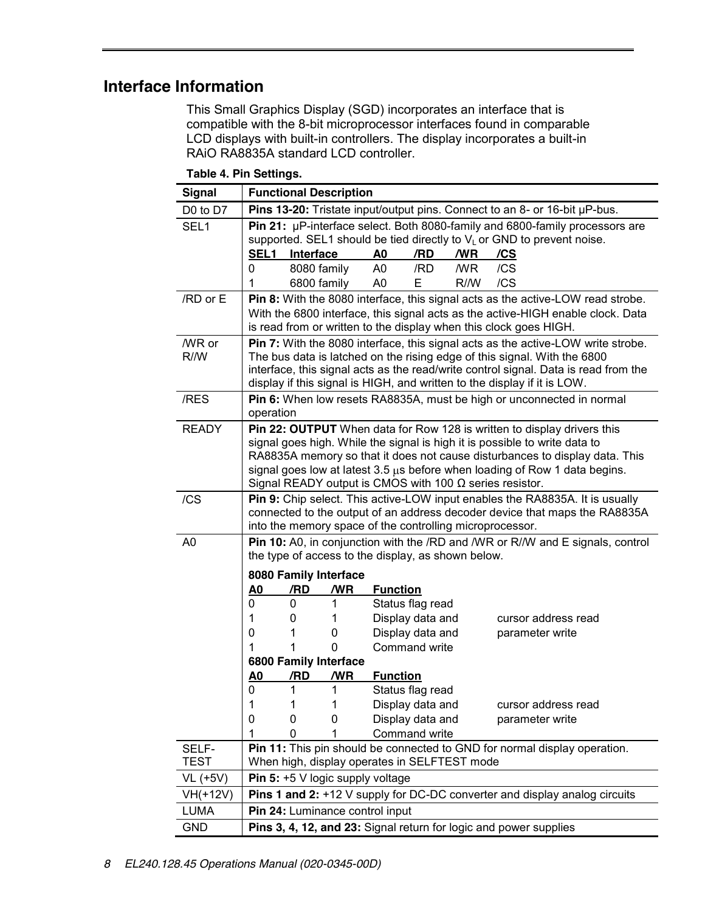## Interface Information

This Small Graphics Display (SGD) incorporates an interface that is compatible with the 8-bit microprocessor interfaces found in comparable LCD displays with built-in controllers. The display incorporates a built-in RAiO RA8835A standard LCD controller.

**Table 4. Pin Settings.**

| Signal | Functional Description |
|---|---|
| D0 to D7 | **Pins 13-20:** Tristate input/output pins. Connect to an 8- or 16-bit µP-bus. |
| SEL1 | **Pin 21:** µP-interface select. Both 8080-family and 6800-family processors are supported. SEL1 should be tied directly to $V_L$ or GND to prevent noise.<br>**SEL1 / Interface / A0 / /RD / /WR / /CS**<br>0 / 8080 family / A0 / /RD / /WR / /CS<br>1 / 6800 family / A0 / E / R//W / /CS |
| /RD or E | **Pin 8:** With the 8080 interface, this signal acts as the active-LOW read strobe. With the 6800 interface, this signal acts as the active-HIGH enable clock. Data is read from or written to the display when this clock goes HIGH. |
| /WR or R//W | **Pin 7:** With the 8080 interface, this signal acts as the active-LOW write strobe. The bus data is latched on the rising edge of this signal. With the 6800 interface, this signal acts as the read/write control signal. Data is read from the display if this signal is HIGH, and written to the display if it is LOW. |
| /RES | **Pin 6:** When low resets RA8835A, must be high or unconnected in normal operation |
| READY | **Pin 22: OUTPUT** When data for Row 128 is written to display drivers this signal goes high. While the signal is high it is possible to write data to RA8835A memory so that it does not cause disturbances to display data. This signal goes low at latest 3.5 µs before when loading of Row 1 data begins. Signal READY output is CMOS with 100 Ω series resistor. |
| /CS | **Pin 9:** Chip select. This active-LOW input enables the RA8835A. It is usually connected to the output of an address decoder device that maps the RA8835A into the memory space of the controlling microprocessor. |
| A0 | **Pin 10:** A0, in conjunction with the /RD and /WR or R//W and E signals, control the type of access to the display, as shown below.<br>**8080 Family Interface**<br>**A0 / /RD / /WR / Function**<br>0 / 0 / 1 / Status flag read<br>1 / 0 / 1 / Display data and cursor address read<br>0 / 1 / 0 / Display data and parameter write<br>1 / 1 / 0 / Command write<br>**6800 Family Interface**<br>**A0 / /RD / /WR / Function**<br>0 / 1 / 1 / Status flag read<br>1 / 1 / 1 / Display data and cursor address read<br>0 / 0 / 0 / Display data and parameter write<br>1 / 0 / 1 / Command write |
| SELF-TEST | **Pin 11:** This pin should be connected to GND for normal display operation. When high, display operates in SELFTEST mode |
| VL (+5V) | **Pin 5:** +5 V logic supply voltage |
| VH(+12V) | **Pins 1 and 2:** +12 V supply for DC-DC converter and display analog circuits |
| LUMA | **Pin 24:** Luminance control input |
| GND | **Pins 3, 4, 12, and 23:** Signal return for logic and power supplies |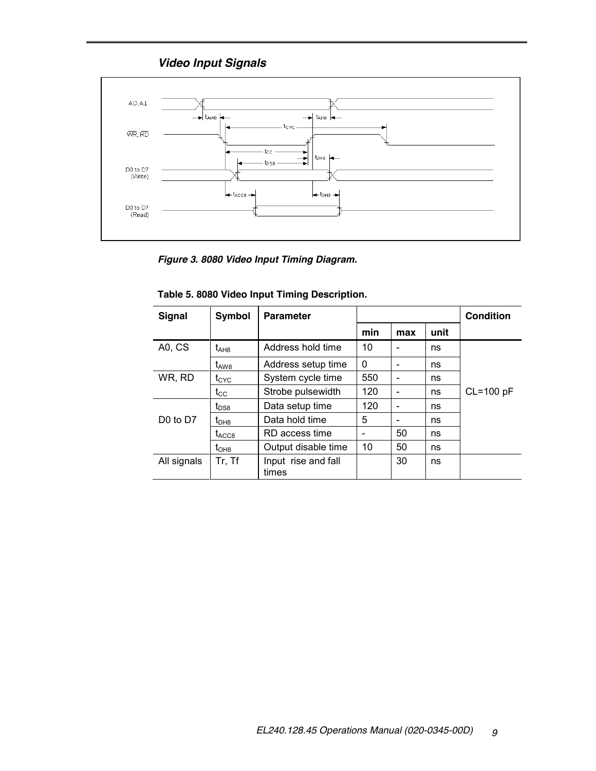## *Video Input Signals*

*Figure 3. 8080 Video Input Timing Diagram.*

**Table 5. 8080 Video Input Timing Description.**

| Signal | Symbol | Parameter | | | | Condition |
|---|---|---|---|---|---|---|
| | | | min | max | unit | |
| A0, CS | $t_{AH8}$ | Address hold time | 10 | - | ns | |
| | $t_{AW8}$ | Address setup time | 0 | - | ns | |
| WR, RD | $t_{CYC}$ | System cycle time | 550 | - | ns | |
| | $t_{CC}$ | Strobe pulsewidth | 120 | - | ns | CL=100 pF |
| D0 to D7 | $t_{DS8}$ | Data setup time | 120 | - | ns | |
| | $t_{DH8}$ | Data hold time | 5 | - | ns | |
| | $t_{ACC8}$ | RD access time | - | 50 | ns | |
| | $t_{OH8}$ | Output disable time | 10 | 50 | ns | |
| All signals | Tr, Tf | Input rise and fall times | | 30 | ns | |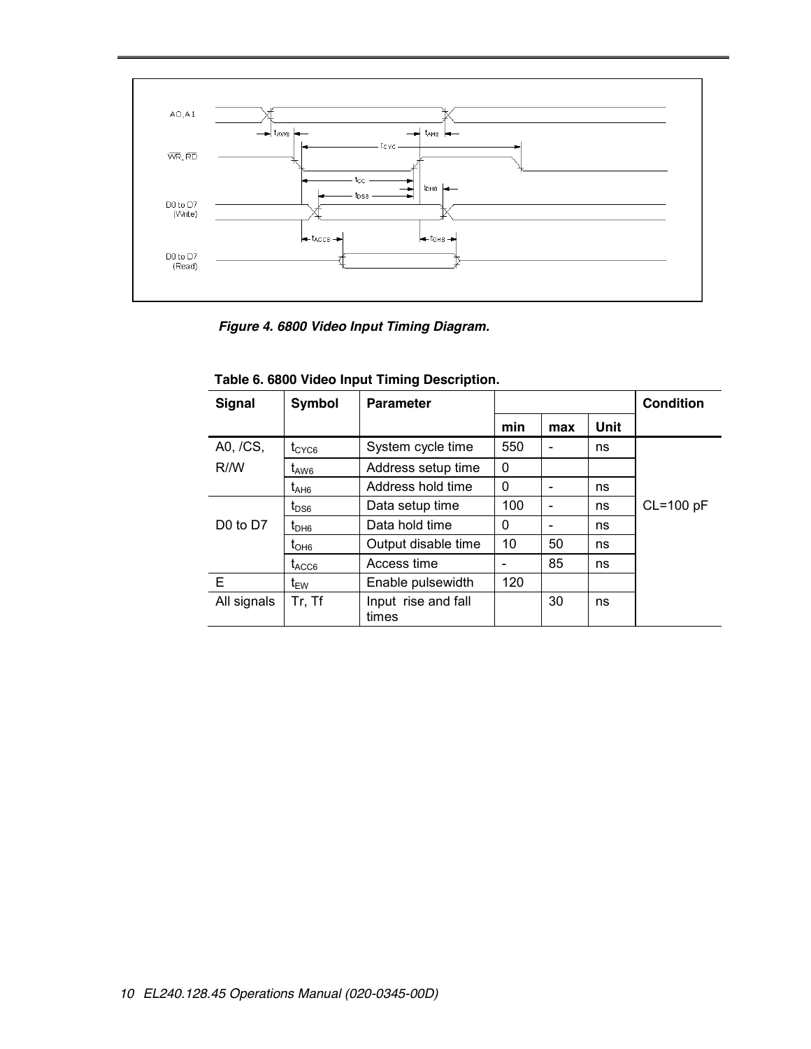*Figure 4. 6800 Video Input Timing Diagram.*

**Table 6. 6800 Video Input Timing Description.**

| Signal | Symbol | Parameter | | | | Condition |
|---|---|---|---|---|---|---|
| | | | min | max | Unit | |
| A0, /CS, R/W | $t_{CYC6}$ | System cycle time | 550 | - | ns | CL=100 pF |
| | $t_{AW6}$ | Address setup time | 0 | | | |
| | $t_{AH6}$ | Address hold time | 0 | - | ns | |
| D0 to D7 | $t_{DS6}$ | Data setup time | 100 | - | ns | |
| | $t_{DH6}$ | Data hold time | 0 | - | ns | |
| | $t_{OH6}$ | Output disable time | 10 | 50 | ns | |
| | $t_{ACC6}$ | Access time | - | 85 | ns | |
| E | $t_{EW}$ | Enable pulsewidth | 120 | | | |
| All signals | Tr, Tf | Input rise and fall times | | 30 | ns | |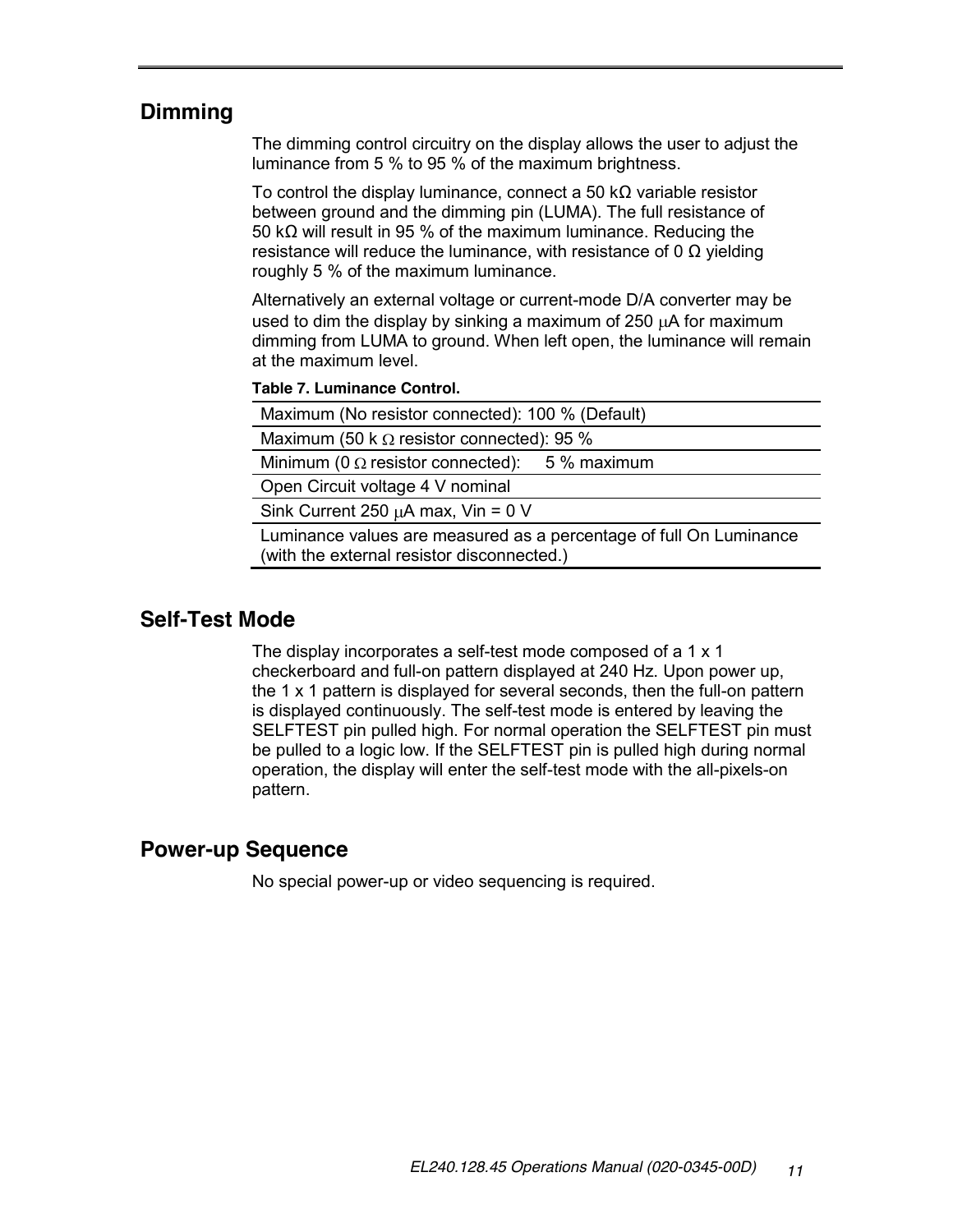## Dimming

The dimming control circuitry on the display allows the user to adjust the luminance from 5 % to 95 % of the maximum brightness.

To control the display luminance, connect a 50 kΩ variable resistor between ground and the dimming pin (LUMA). The full resistance of 50 kΩ will result in 95 % of the maximum luminance. Reducing the resistance will reduce the luminance, with resistance of 0 Ω yielding roughly 5 % of the maximum luminance.

Alternatively an external voltage or current-mode D/A converter may be used to dim the display by sinking a maximum of 250 μA for maximum dimming from LUMA to ground. When left open, the luminance will remain at the maximum level.

**Table 7. Luminance Control.**

| Maximum (No resistor connected): 100 % (Default) |
|---|
| Maximum (50 k Ω resistor connected): 95 % |
| Minimum (0 Ω resistor connected): 5 % maximum |
| Open Circuit voltage 4 V nominal |
| Sink Current 250 μA max, Vin = 0 V |
| Luminance values are measured as a percentage of full On Luminance (with the external resistor disconnected.) |

## Self-Test Mode

The display incorporates a self-test mode composed of a 1 x 1 checkerboard and full-on pattern displayed at 240 Hz. Upon power up, the 1 x 1 pattern is displayed for several seconds, then the full-on pattern is displayed continuously. The self-test mode is entered by leaving the SELFTEST pin pulled high. For normal operation the SELFTEST pin must be pulled to a logic low. If the SELFTEST pin is pulled high during normal operation, the display will enter the self-test mode with the all-pixels-on pattern.

## Power-up Sequence

No special power-up or video sequencing is required.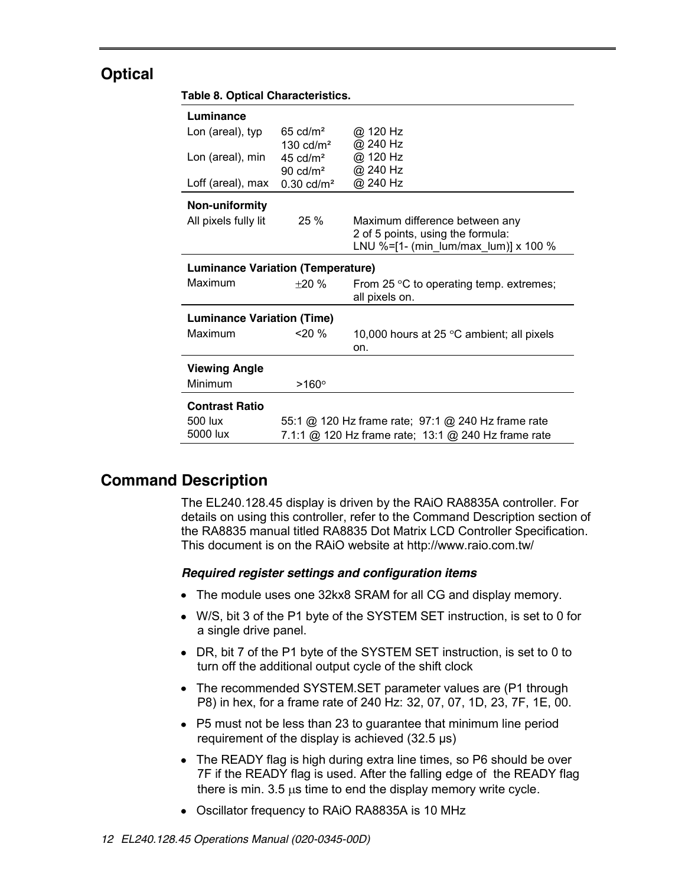## Optical

**Table 8. Optical Characteristics.**

| | | |
|---|---|---|
| **Luminance** | | |
| Lon (areal), typ | 65 cd/m² | @ 120 Hz |
| | 130 cd/m² | @ 240 Hz |
| Lon (areal), min | 45 cd/m² | @ 120 Hz |
| | 90 cd/m² | @ 240 Hz |
| Loff (areal), max | 0.30 cd/m² | @ 240 Hz |
| **Non-uniformity** | | |
| All pixels fully lit | 25 % | Maximum difference between any 2 of 5 points, using the formula: LNU %=[1- (min_lum/max_lum)] x 100 % |
| **Luminance Variation (Temperature)** | | |
| Maximum | ±20 % | From 25 °C to operating temp. extremes; all pixels on. |
| **Luminance Variation (Time)** | | |
| Maximum | <20 % | 10,000 hours at 25 °C ambient; all pixels on. |
| **Viewing Angle** | | |
| Minimum | >160° | |
| **Contrast Ratio** | | |
| 500 lux | 55:1 @ 120 Hz frame rate; 97:1 @ 240 Hz frame rate | |
| 5000 lux | 7.1:1 @ 120 Hz frame rate; 13:1 @ 240 Hz frame rate | |

## Command Description

The EL240.128.45 display is driven by the RAiO RA8835A controller. For details on using this controller, refer to the Command Description section of the RA8835 manual titled RA8835 Dot Matrix LCD Controller Specification. This document is on the RAiO website at http://www.raio.com.tw/

### *Required register settings and configuration items*

- The module uses one 32kx8 SRAM for all CG and display memory.
- W/S, bit 3 of the P1 byte of the SYSTEM SET instruction, is set to 0 for a single drive panel.
- DR, bit 7 of the P1 byte of the SYSTEM SET instruction, is set to 0 to turn off the additional output cycle of the shift clock
- The recommended SYSTEM.SET parameter values are (P1 through P8) in hex, for a frame rate of 240 Hz: 32, 07, 07, 1D, 23, 7F, 1E, 00.
- P5 must not be less than 23 to guarantee that minimum line period requirement of the display is achieved (32.5 µs)
- The READY flag is high during extra line times, so P6 should be over 7F if the READY flag is used. After the falling edge of the READY flag there is min. 3.5 µs time to end the display memory write cycle.
- Oscillator frequency to RAiO RA8835A is 10 MHz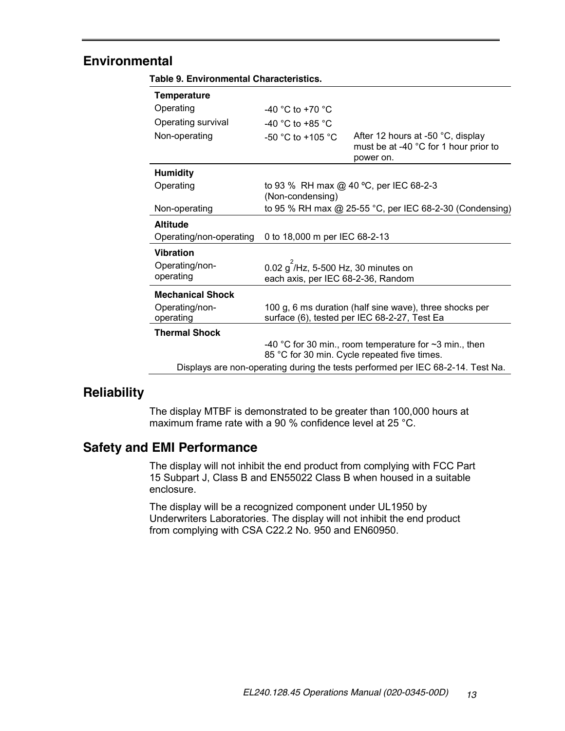## Environmental

**Table 9. Environmental Characteristics.**

| | | |
|---|---|---|
| **Temperature** | | |
| Operating | -40 °C to +70 °C | |
| Operating survival | -40 °C to +85 °C | |
| Non-operating | -50 °C to +105 °C | After 12 hours at -50 °C, display must be at -40 °C for 1 hour prior to power on. |
| **Humidity** | | |
| Operating | to 93 % RH max @ 40 ºC, per IEC 68-2-3 (Non-condensing) | |
| Non-operating | to 95 % RH max @ 25-55 °C, per IEC 68-2-30 (Condensing) | |
| **Altitude** | | |
| Operating/non-operating | 0 to 18,000 m per IEC 68-2-13 | |
| **Vibration** | | |
| Operating/non-operating | 0.02 $g^2$/Hz, 5-500 Hz, 30 minutes on each axis, per IEC 68-2-36, Random | |
| **Mechanical Shock** | | |
| Operating/non-operating | 100 g, 6 ms duration (half sine wave), three shocks per surface (6), tested per IEC 68-2-27, Test Ea | |
| **Thermal Shock** | | |
| | -40 °C for 30 min., room temperature for ~3 min., then 85 °C for 30 min. Cycle repeated five times. | |
| Displays are non-operating during the tests performed per IEC 68-2-14. Test Na. | | |

## Reliability

The display MTBF is demonstrated to be greater than 100,000 hours at maximum frame rate with a 90 % confidence level at 25 °C.

## Safety and EMI Performance

The display will not inhibit the end product from complying with FCC Part 15 Subpart J, Class B and EN55022 Class B when housed in a suitable enclosure.

The display will be a recognized component under UL1950 by Underwriters Laboratories. The display will not inhibit the end product from complying with CSA C22.2 No. 950 and EN60950.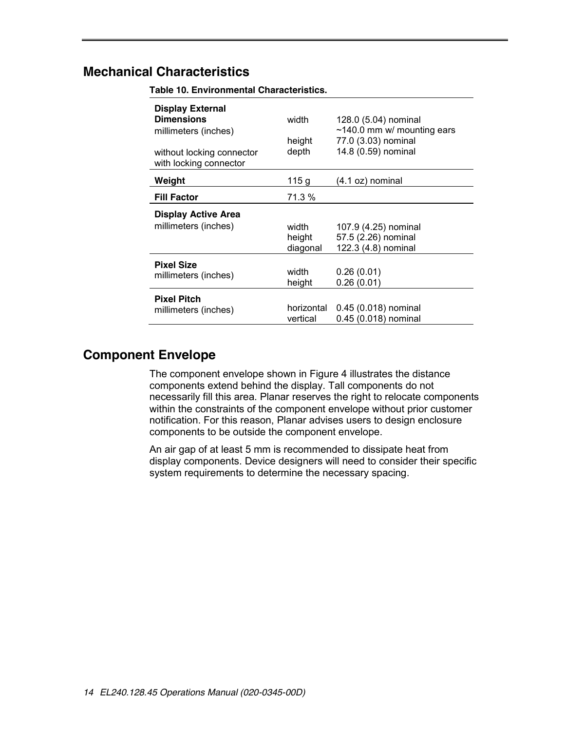## Mechanical Characteristics

**Table 10. Environmental Characteristics.**

| | | |
|---|---|---|
| **Display External Dimensions** millimeters (inches) without locking connector with locking connector | width height depth | 128.0 (5.04) nominal ~140.0 mm w/ mounting ears 77.0 (3.03) nominal 14.8 (0.59) nominal |
| **Weight** | 115 g | (4.1 oz) nominal |
| **Fill Factor** | 71.3 % | |
| **Display Active Area** millimeters (inches) | width height diagonal | 107.9 (4.25) nominal 57.5 (2.26) nominal 122.3 (4.8) nominal |
| **Pixel Size** millimeters (inches) | width height | 0.26 (0.01) 0.26 (0.01) |
| **Pixel Pitch** millimeters (inches) | horizontal vertical | 0.45 (0.018) nominal 0.45 (0.018) nominal |

## Component Envelope

The component envelope shown in Figure 4 illustrates the distance components extend behind the display. Tall components do not necessarily fill this area. Planar reserves the right to relocate components within the constraints of the component envelope without prior customer notification. For this reason, Planar advises users to design enclosure components to be outside the component envelope.

An air gap of at least 5 mm is recommended to dissipate heat from display components. Device designers will need to consider their specific system requirements to determine the necessary spacing.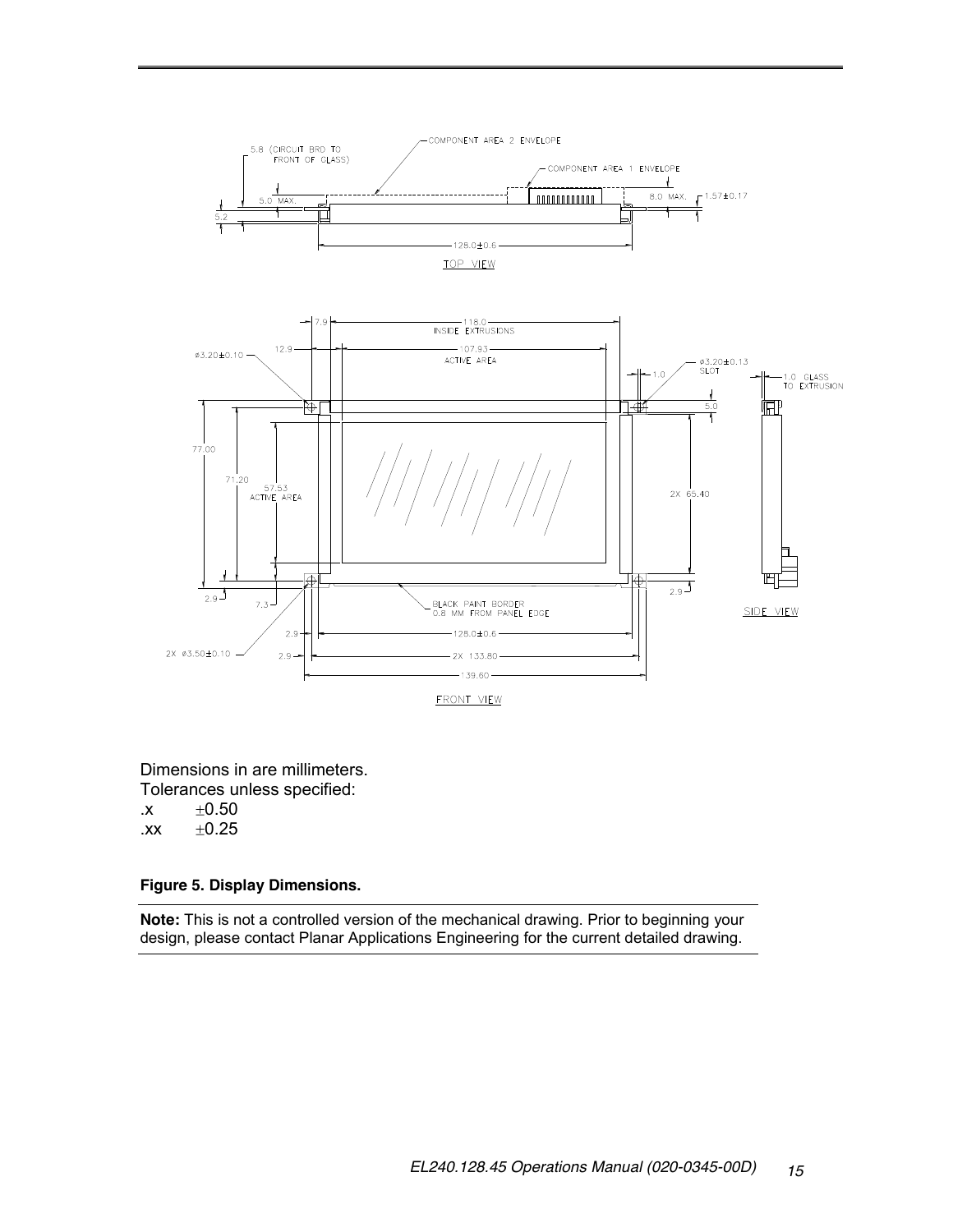Dimensions in are millimeters.
Tolerances unless specified:
.x ±0.50
.xx ±0.25

**Figure 5. Display Dimensions.**

**Note:** This is not a controlled version of the mechanical drawing. Prior to beginning your design, please contact Planar Applications Engineering for the current detailed drawing.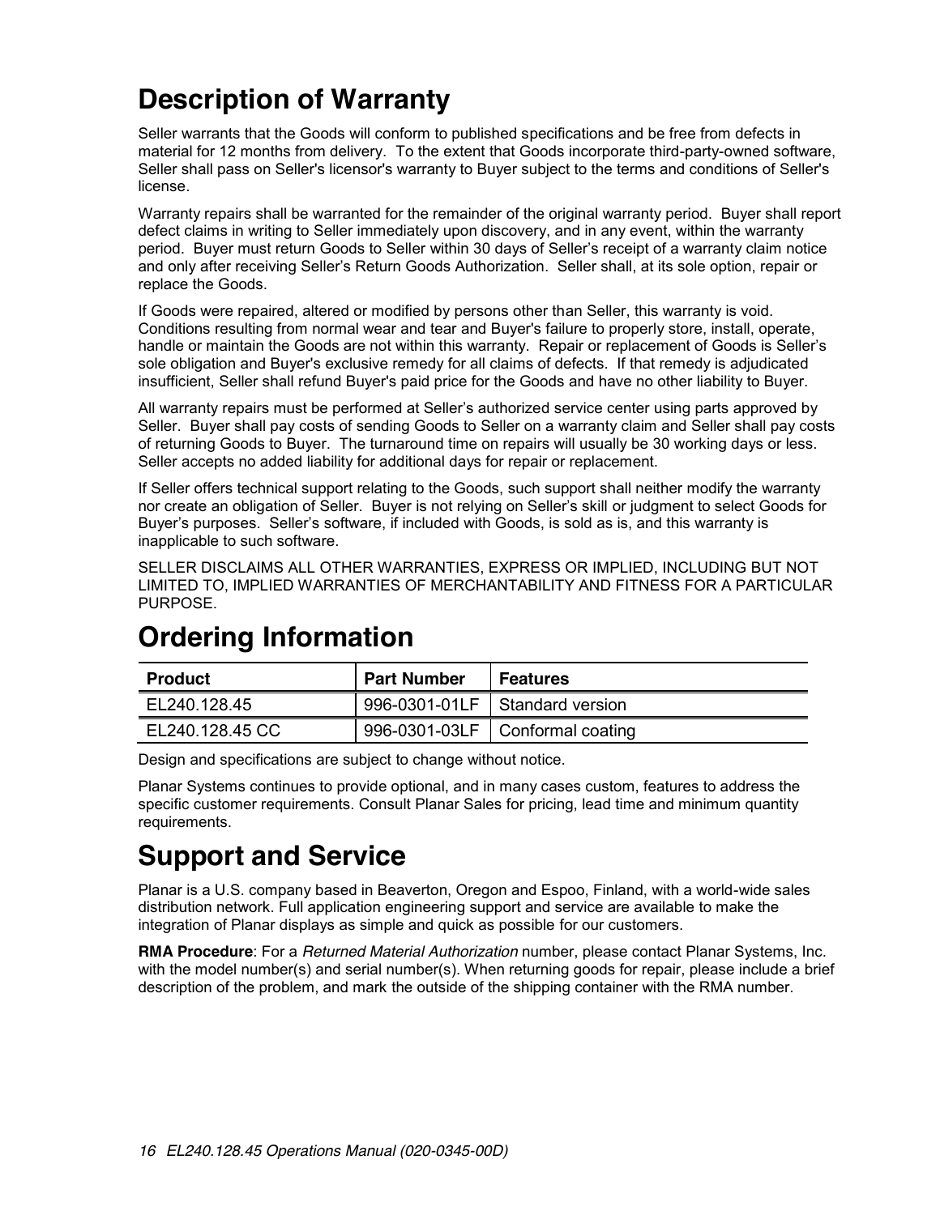# Description of Warranty

Seller warrants that the Goods will conform to published specifications and be free from defects in material for 12 months from delivery. To the extent that Goods incorporate third-party-owned software, Seller shall pass on Seller's licensor's warranty to Buyer subject to the terms and conditions of Seller's license.

Warranty repairs shall be warranted for the remainder of the original warranty period. Buyer shall report defect claims in writing to Seller immediately upon discovery, and in any event, within the warranty period. Buyer must return Goods to Seller within 30 days of Seller's receipt of a warranty claim notice and only after receiving Seller's Return Goods Authorization. Seller shall, at its sole option, repair or replace the Goods.

If Goods were repaired, altered or modified by persons other than Seller, this warranty is void. Conditions resulting from normal wear and tear and Buyer's failure to properly store, install, operate, handle or maintain the Goods are not within this warranty. Repair or replacement of Goods is Seller's sole obligation and Buyer's exclusive remedy for all claims of defects. If that remedy is adjudicated insufficient, Seller shall refund Buyer's paid price for the Goods and have no other liability to Buyer.

All warranty repairs must be performed at Seller's authorized service center using parts approved by Seller. Buyer shall pay costs of sending Goods to Seller on a warranty claim and Seller shall pay costs of returning Goods to Buyer. The turnaround time on repairs will usually be 30 working days or less. Seller accepts no added liability for additional days for repair or replacement.

If Seller offers technical support relating to the Goods, such support shall neither modify the warranty nor create an obligation of Seller. Buyer is not relying on Seller's skill or judgment to select Goods for Buyer's purposes. Seller's software, if included with Goods, is sold as is, and this warranty is inapplicable to such software.

SELLER DISCLAIMS ALL OTHER WARRANTIES, EXPRESS OR IMPLIED, INCLUDING BUT NOT LIMITED TO, IMPLIED WARRANTIES OF MERCHANTABILITY AND FITNESS FOR A PARTICULAR PURPOSE.

# Ordering Information

| Product | Part Number | Features |
|---|---|---|
| EL240.128.45 | 996-0301-01LF | Standard version |
| EL240.128.45 CC | 996-0301-03LF | Conformal coating |

Design and specifications are subject to change without notice.

Planar Systems continues to provide optional, and in many cases custom, features to address the specific customer requirements. Consult Planar Sales for pricing, lead time and minimum quantity requirements.

# Support and Service

Planar is a U.S. company based in Beaverton, Oregon and Espoo, Finland, with a world-wide sales distribution network. Full application engineering support and service are available to make the integration of Planar displays as simple and quick as possible for our customers.

**RMA Procedure**: For a *Returned Material Authorization* number, please contact Planar Systems, Inc. with the model number(s) and serial number(s). When returning goods for repair, please include a brief description of the problem, and mark the outside of the shipping container with the RMA number.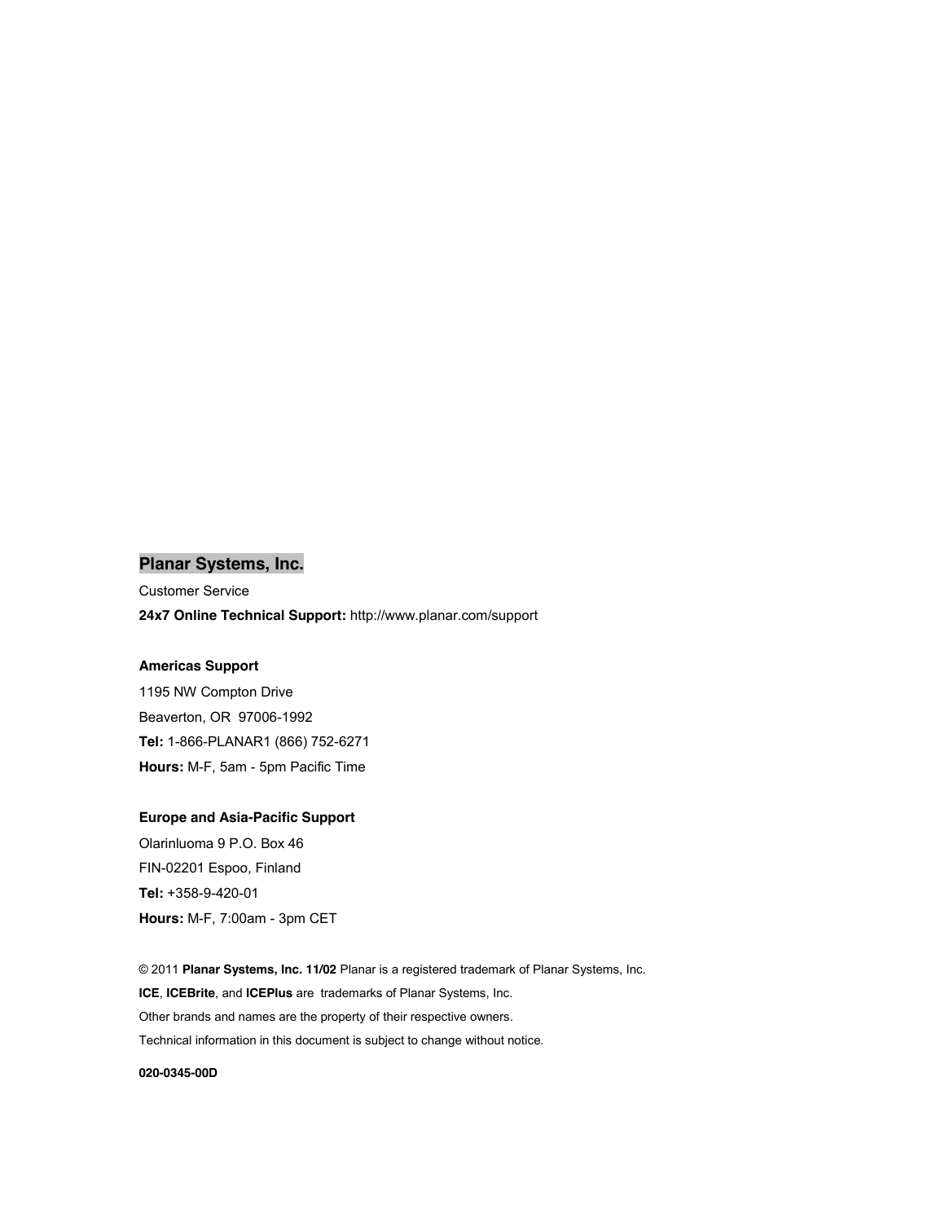## Planar Systems, Inc.

Customer Service

**24x7 Online Technical Support:** http://www.planar.com/support

**Americas Support**

1195 NW Compton Drive

Beaverton, OR  97006-1992

**Tel:** 1-866-PLANAR1 (866) 752-6271

**Hours:** M-F, 5am - 5pm Pacific Time

**Europe and Asia-Pacific Support**

Olarinluoma 9 P.O. Box 46

FIN-02201 Espoo, Finland

**Tel:** +358-9-420-01

**Hours:** M-F, 7:00am - 3pm CET

© 2011 **Planar Systems, Inc. 11/02** Planar is a registered trademark of Planar Systems, Inc.

**ICE**, **ICEBrite**, and **ICEPlus** are trademarks of Planar Systems, Inc.

Other brands and names are the property of their respective owners.

Technical information in this document is subject to change without notice.

**020-0345-00D**